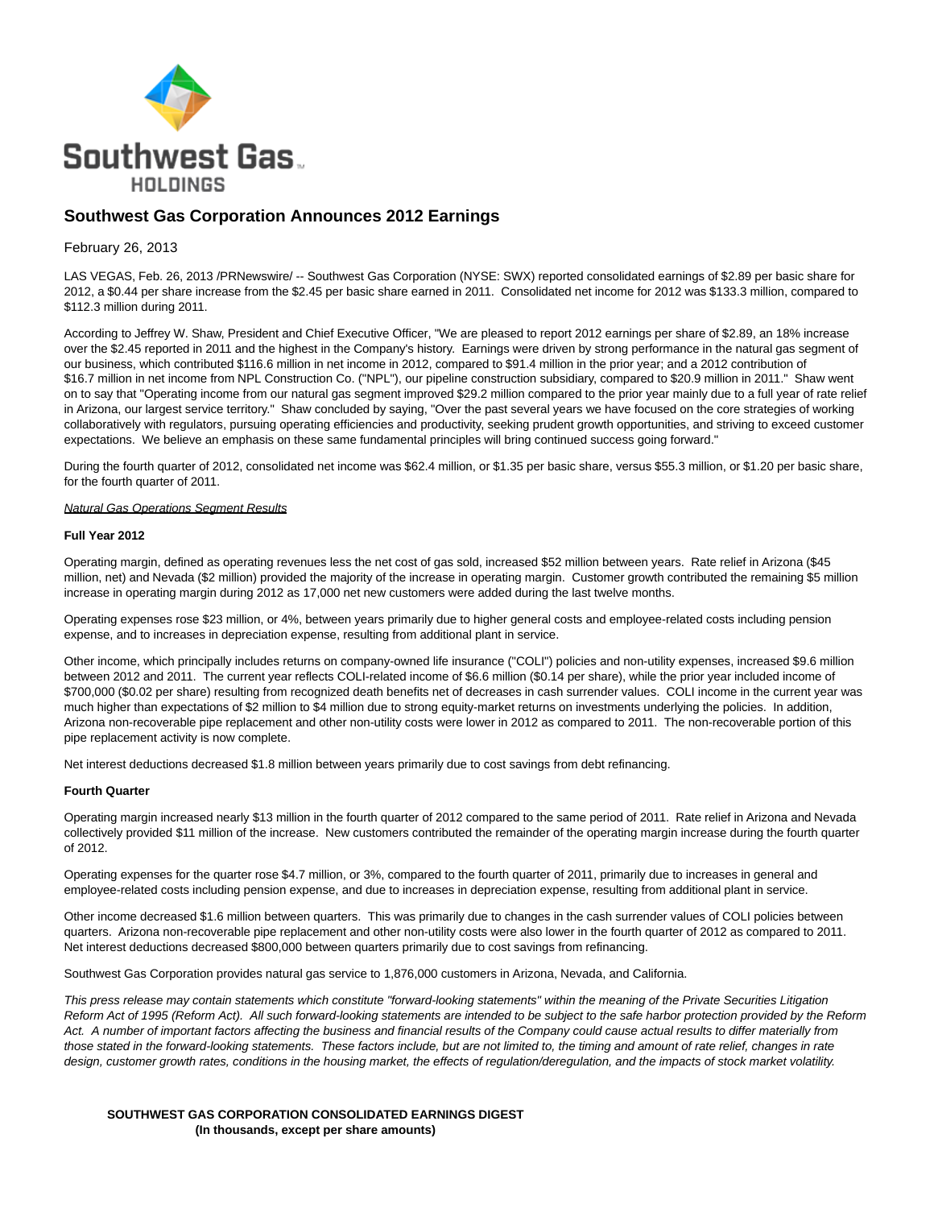# Southwest Gas Corporation Announces 2012 Earnings

February 26, 2013

LAS VEGAS, Feb. 26, 2013 /PRNewswire/ -- Southwest Gas Corporation (NYSE: SWX) reported consolidated earnings of $2.89 per basic share for 2012, a $0.44 per share increase from the $2.45 per basic share earned in 2011. Consolidated net income for 2012 was $133.3 million, compared to $112.3 million during 2011.

According to Jeffrey W. Shaw, President and Chief Executive Officer, "We are pleased to report 2012 earnings per share of $2.89, an 18% increase over the $2.45 reported in 2011 and the highest in the Company's history. Earnings were driven by strong performance in the natural gas segment of our business, which contributed $116.6 million in net income in 2012, compared to $91.4 million in the prior year; and a 2012 contribution of $16.7 million in net income from NPL Construction Co. ("NPL"), our pipeline construction subsidiary, compared to $20.9 million in 2011." Shaw went on to say that "Operating income from our natural gas segment improved $29.2 million compared to the prior year mainly due to a full year of rate relief in Arizona, our largest service territory." Shaw concluded by saying, "Over the past several years we have focused on the core strategies of working collaboratively with regulators, pursuing operating efficiencies and productivity, seeking prudent growth opportunities, and striving to exceed customer expectations. We believe an emphasis on these same fundamental principles will bring continued success going forward."

During the fourth quarter of 2012, consolidated net income was $62.4 million, or $1.35 per basic share, versus $55.3 million, or $1.20 per basic share, for the fourth quarter of 2011.

## Natural Gas Operations Segment Results

### Full Year 2012

Operating margin, defined as operating revenues less the net cost of gas sold, increased $52 million between years. Rate relief in Arizona ($45 million, net) and Nevada ($2 million) provided the majority of the increase in operating margin. Customer growth contributed the remaining $5 million increase in operating margin during 2012 as 17,000 net new customers were added during the last twelve months.

Operating expenses rose $23 million, or 4%, between years primarily due to higher general costs and employee-related costs including pension expense, and to increases in depreciation expense, resulting from additional plant in service.

Other income, which principally includes returns on company-owned life insurance ("COLI") policies and non-utility expenses, increased $9.6 million between 2012 and 2011. The current year reflects COLI-related income of $6.6 million ($0.14 per share), while the prior year included income of $700,000 ($0.02 per share) resulting from recognized death benefits net of decreases in cash surrender values. COLI income in the current year was much higher than expectations of $2 million to $4 million due to strong equity-market returns on investments underlying the policies. In addition, Arizona non-recoverable pipe replacement and other non-utility costs were lower in 2012 as compared to 2011. The non-recoverable portion of this pipe replacement activity is now complete.

Net interest deductions decreased $1.8 million between years primarily due to cost savings from debt refinancing.

### Fourth Quarter

Operating margin increased nearly $13 million in the fourth quarter of 2012 compared to the same period of 2011. Rate relief in Arizona and Nevada collectively provided $11 million of the increase. New customers contributed the remainder of the operating margin increase during the fourth quarter of 2012.

Operating expenses for the quarter rose $4.7 million, or 3%, compared to the fourth quarter of 2011, primarily due to increases in general and employee-related costs including pension expense, and due to increases in depreciation expense, resulting from additional plant in service.

Other income decreased $1.6 million between quarters. This was primarily due to changes in the cash surrender values of COLI policies between quarters. Arizona non-recoverable pipe replacement and other non-utility costs were also lower in the fourth quarter of 2012 as compared to 2011. Net interest deductions decreased $800,000 between quarters primarily due to cost savings from refinancing.

Southwest Gas Corporation provides natural gas service to 1,876,000 customers in Arizona, Nevada, and California.

*This press release may contain statements which constitute "forward-looking statements" within the meaning of the Private Securities Litigation Reform Act of 1995 (Reform Act). All such forward-looking statements are intended to be subject to the safe harbor protection provided by the Reform Act. A number of important factors affecting the business and financial results of the Company could cause actual results to differ materially from those stated in the forward-looking statements. These factors include, but are not limited to, the timing and amount of rate relief, changes in rate design, customer growth rates, conditions in the housing market, the effects of regulation/deregulation, and the impacts of stock market volatility.*

**SOUTHWEST GAS CORPORATION CONSOLIDATED EARNINGS DIGEST**
**(In thousands, except per share amounts)**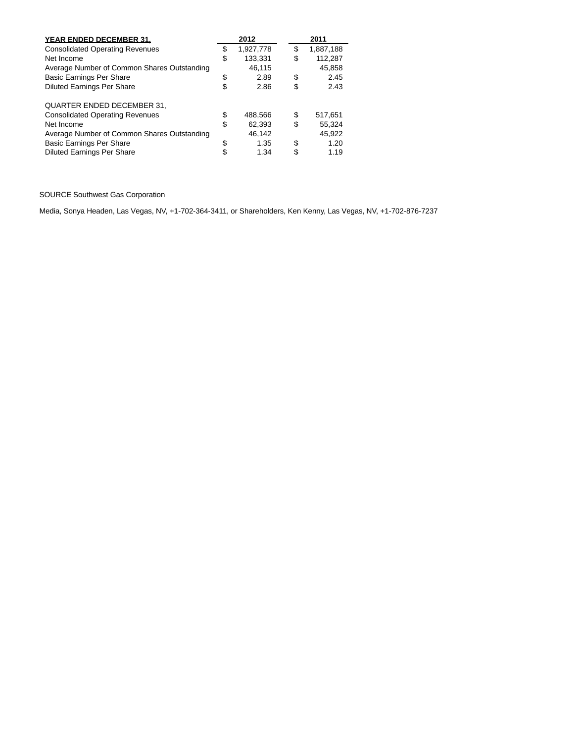| YEAR ENDED DECEMBER 31, | 2012 | 2011 |
|---|---|---|
| Consolidated Operating Revenues | $ 1,927,778 | $ 1,887,188 |
| Net Income | $ 133,331 | $ 112,287 |
| Average Number of Common Shares Outstanding | 46,115 | 45,858 |
| Basic Earnings Per Share | $ 2.89 | $ 2.45 |
| Diluted Earnings Per Share | $ 2.86 | $ 2.43 |
| | | |
| QUARTER ENDED DECEMBER 31, | | |
| Consolidated Operating Revenues | $ 488,566 | $ 517,651 |
| Net Income | $ 62,393 | $ 55,324 |
| Average Number of Common Shares Outstanding | 46,142 | 45,922 |
| Basic Earnings Per Share | $ 1.35 | $ 1.20 |
| Diluted Earnings Per Share | $ 1.34 | $ 1.19 |

SOURCE Southwest Gas Corporation

Media, Sonya Headen, Las Vegas, NV, +1-702-364-3411, or Shareholders, Ken Kenny, Las Vegas, NV, +1-702-876-7237